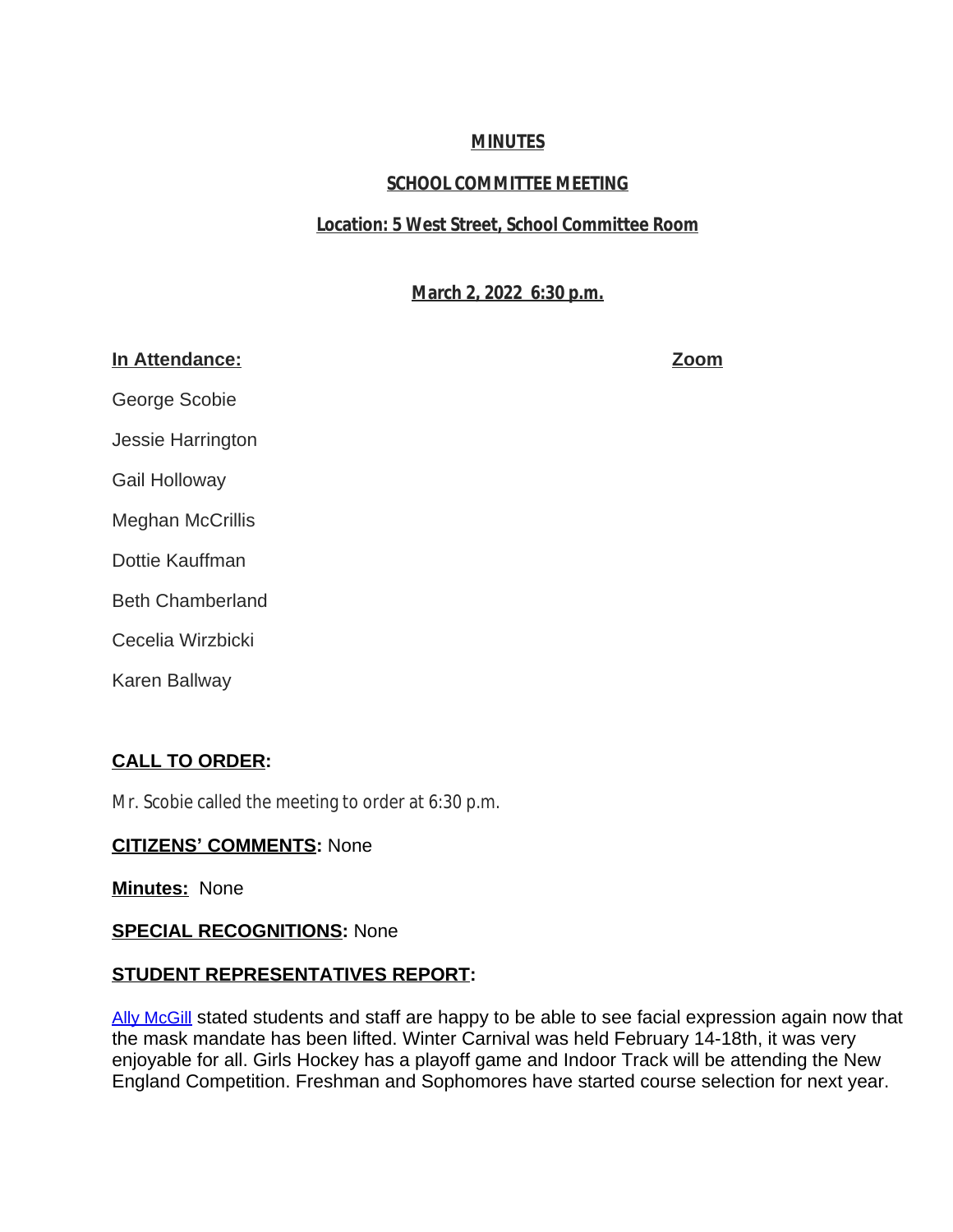**MINUTES**

**SCHOOL COMMITTEE MEETING**

**Location: 5 West Street, School Committee Room**

**March 2, 2022 6:30 p.m.**

**In Attendance:** **Zoom**

George Scobie

Jessie Harrington

Gail Holloway

Meghan McCrillis

Dottie Kauffman

Beth Chamberland

Cecelia Wirzbicki

Karen Ballway

**CALL TO ORDER:**

Mr. Scobie called the meeting to order at 6:30 p.m.

**CITIZENS' COMMENTS:** None

**Minutes:** None

**SPECIAL RECOGNITIONS:** None

**STUDENT REPRESENTATIVES REPORT:**

Ally McGill stated students and staff are happy to be able to see facial expression again now that the mask mandate has been lifted. Winter Carnival was held February 14-18th, it was very enjoyable for all. Girls Hockey has a playoff game and Indoor Track will be attending the New England Competition. Freshman and Sophomores have started course selection for next year.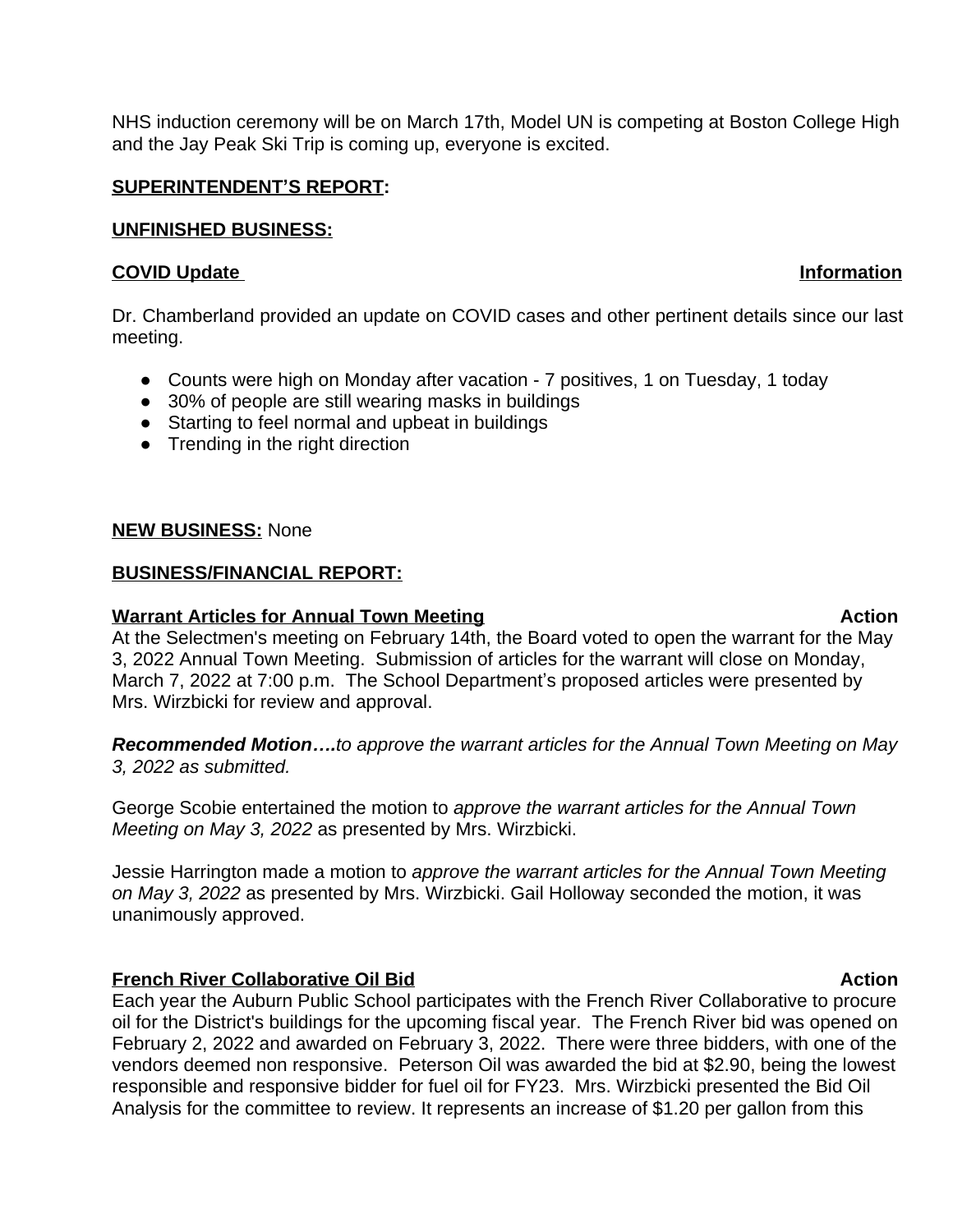NHS induction ceremony will be on March 17th, Model UN is competing at Boston College High and the Jay Peak Ski Trip is coming up, everyone is excited.

**SUPERINTENDENT'S REPORT:**

**UNFINISHED BUSINESS:**

**COVID Update** **Information**

Dr. Chamberland provided an update on COVID cases and other pertinent details since our last meeting.

- Counts were high on Monday after vacation - 7 positives, 1 on Tuesday, 1 today
- 30% of people are still wearing masks in buildings
- Starting to feel normal and upbeat in buildings
- Trending in the right direction

**NEW BUSINESS:** None

**BUSINESS/FINANCIAL REPORT:**

**Warrant Articles for Annual Town Meeting** **Action**

At the Selectmen's meeting on February 14th, the Board voted to open the warrant for the May 3, 2022 Annual Town Meeting. Submission of articles for the warrant will close on Monday, March 7, 2022 at 7:00 p.m. The School Department's proposed articles were presented by Mrs. Wirzbicki for review and approval.

***Recommended Motion….****to approve the warrant articles for the Annual Town Meeting on May 3, 2022 as submitted.*

George Scobie entertained the motion to *approve the warrant articles for the Annual Town Meeting on May 3, 2022* as presented by Mrs. Wirzbicki.

Jessie Harrington made a motion to *approve the warrant articles for the Annual Town Meeting on May 3, 2022* as presented by Mrs. Wirzbicki. Gail Holloway seconded the motion, it was unanimously approved.

**French River Collaborative Oil Bid** **Action**

Each year the Auburn Public School participates with the French River Collaborative to procure oil for the District's buildings for the upcoming fiscal year. The French River bid was opened on February 2, 2022 and awarded on February 3, 2022. There were three bidders, with one of the vendors deemed non responsive. Peterson Oil was awarded the bid at $2.90, being the lowest responsible and responsive bidder for fuel oil for FY23. Mrs. Wirzbicki presented the Bid Oil Analysis for the committee to review. It represents an increase of $1.20 per gallon from this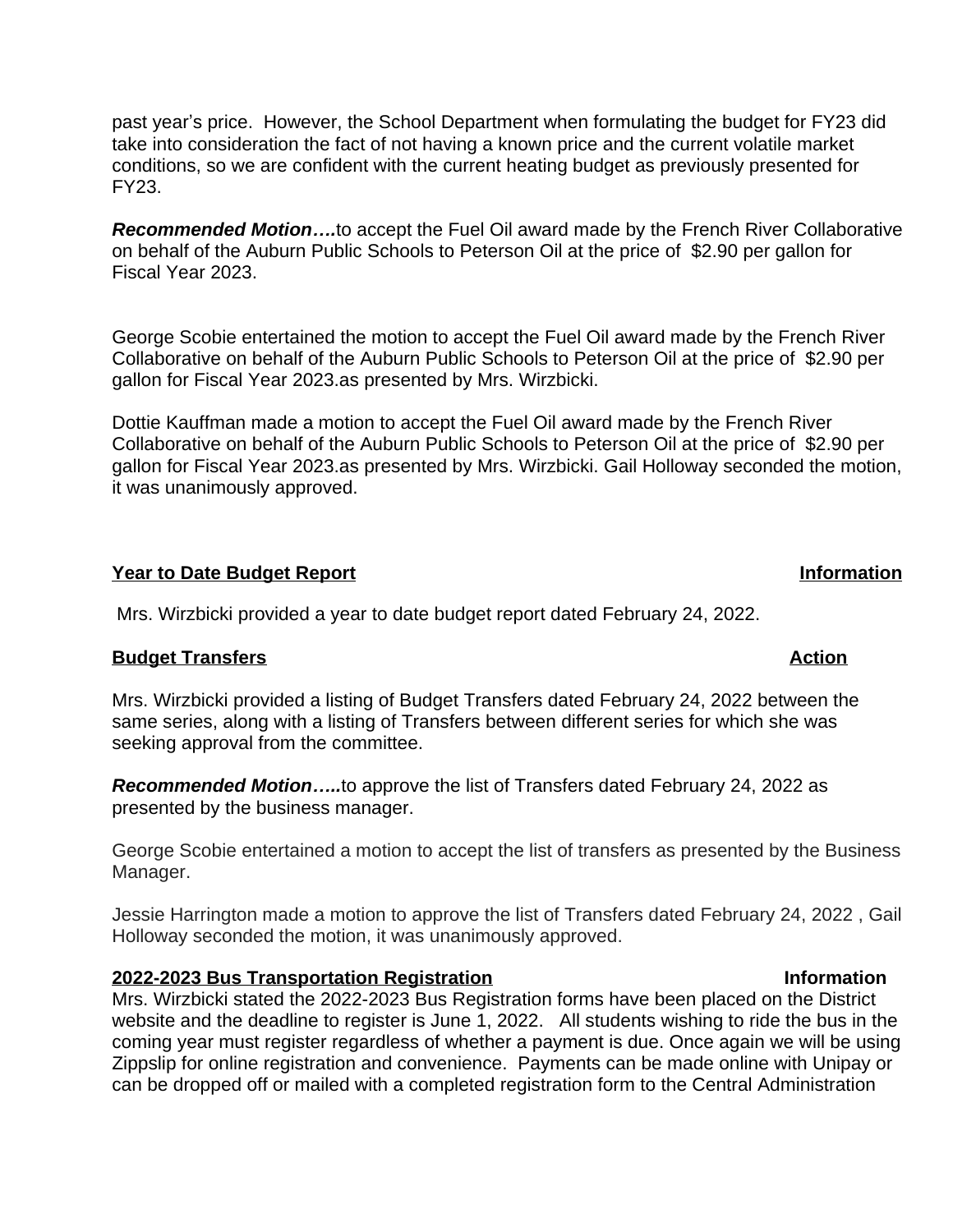past year's price. However, the School Department when formulating the budget for FY23 did take into consideration the fact of not having a known price and the current volatile market conditions, so we are confident with the current heating budget as previously presented for FY23.

***Recommended Motion….***to accept the Fuel Oil award made by the French River Collaborative on behalf of the Auburn Public Schools to Peterson Oil at the price of $2.90 per gallon for Fiscal Year 2023.

George Scobie entertained the motion to accept the Fuel Oil award made by the French River Collaborative on behalf of the Auburn Public Schools to Peterson Oil at the price of $2.90 per gallon for Fiscal Year 2023.as presented by Mrs. Wirzbicki.

Dottie Kauffman made a motion to accept the Fuel Oil award made by the French River Collaborative on behalf of the Auburn Public Schools to Peterson Oil at the price of $2.90 per gallon for Fiscal Year 2023.as presented by Mrs. Wirzbicki. Gail Holloway seconded the motion, it was unanimously approved.

**Year to Date Budget Report** **Information**

Mrs. Wirzbicki provided a year to date budget report dated February 24, 2022.

**Budget Transfers** **Action**

Mrs. Wirzbicki provided a listing of Budget Transfers dated February 24, 2022 between the same series, along with a listing of Transfers between different series for which she was seeking approval from the committee.

***Recommended Motion…..***to approve the list of Transfers dated February 24, 2022 as presented by the business manager.

George Scobie entertained a motion to accept the list of transfers as presented by the Business Manager.

Jessie Harrington made a motion to approve the list of Transfers dated February 24, 2022 , Gail Holloway seconded the motion, it was unanimously approved.

**2022-2023 Bus Transportation Registration** **Information**

Mrs. Wirzbicki stated the 2022-2023 Bus Registration forms have been placed on the District website and the deadline to register is June 1, 2022. All students wishing to ride the bus in the coming year must register regardless of whether a payment is due. Once again we will be using Zippslip for online registration and convenience. Payments can be made online with Unipay or can be dropped off or mailed with a completed registration form to the Central Administration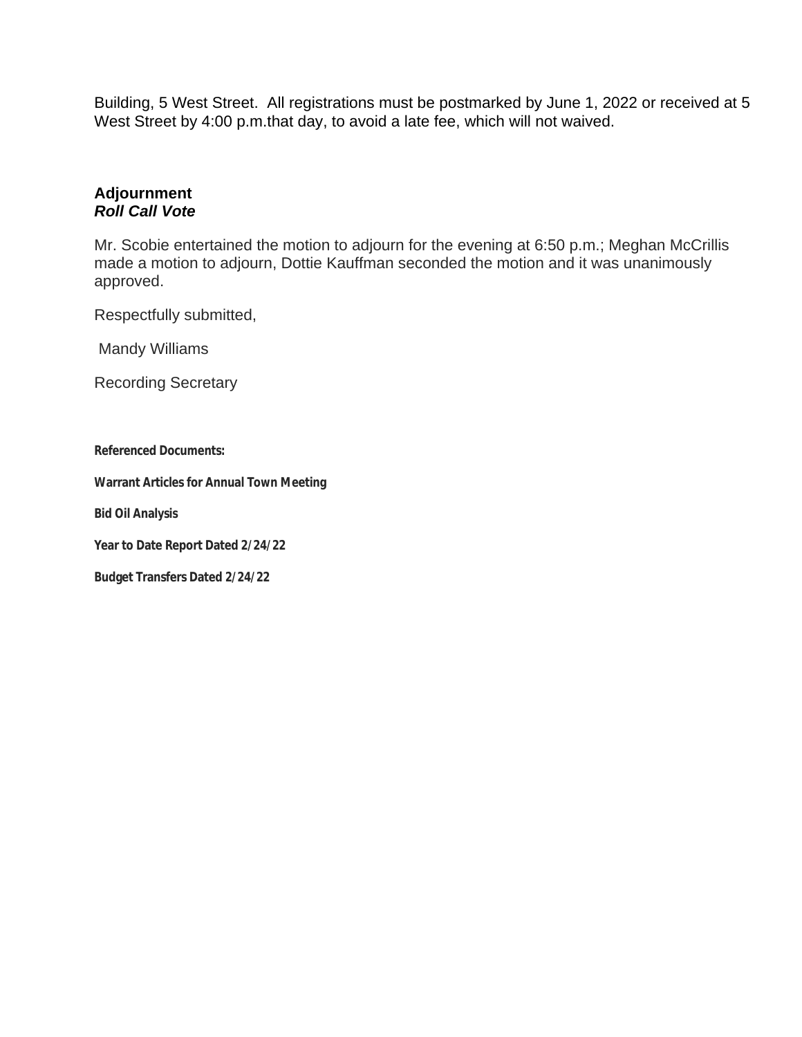Building, 5 West Street. All registrations must be postmarked by June 1, 2022 or received at 5 West Street by 4:00 p.m.that day, to avoid a late fee, which will not waived.

**Adjournment**
***Roll Call Vote***

Mr. Scobie entertained the motion to adjourn for the evening at 6:50 p.m.; Meghan McCrillis made a motion to adjourn, Dottie Kauffman seconded the motion and it was unanimously approved.

Respectfully submitted,

Mandy Williams

Recording Secretary

**Referenced Documents:**

**Warrant Articles for Annual Town Meeting**

**Bid Oil Analysis**

**Year to Date Report Dated 2/24/22**

**Budget Transfers Dated 2/24/22**